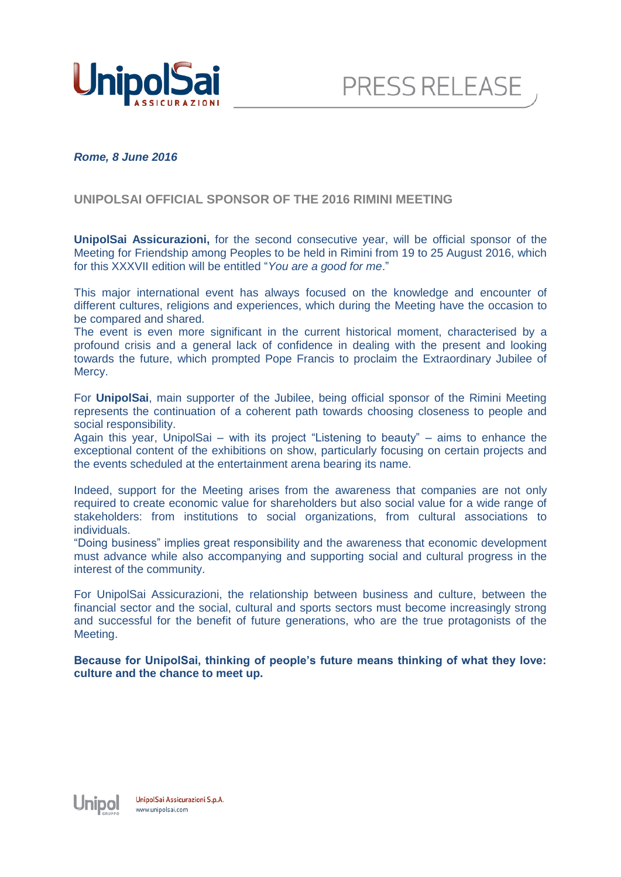# PRESS RELEASE

***Rome, 8 June 2016***

## UNIPOLSAI OFFICIAL SPONSOR OF THE 2016 RIMINI MEETING

**UnipolSai Assicurazioni,** for the second consecutive year, will be official sponsor of the Meeting for Friendship among Peoples to be held in Rimini from 19 to 25 August 2016, which for this XXXVII edition will be entitled "*You are a good for me*."

This major international event has always focused on the knowledge and encounter of different cultures, religions and experiences, which during the Meeting have the occasion to be compared and shared.
The event is even more significant in the current historical moment, characterised by a profound crisis and a general lack of confidence in dealing with the present and looking towards the future, which prompted Pope Francis to proclaim the Extraordinary Jubilee of Mercy.

For **UnipolSai**, main supporter of the Jubilee, being official sponsor of the Rimini Meeting represents the continuation of a coherent path towards choosing closeness to people and social responsibility.
Again this year, UnipolSai – with its project "Listening to beauty" – aims to enhance the exceptional content of the exhibitions on show, particularly focusing on certain projects and the events scheduled at the entertainment arena bearing its name.

Indeed, support for the Meeting arises from the awareness that companies are not only required to create economic value for shareholders but also social value for a wide range of stakeholders: from institutions to social organizations, from cultural associations to individuals.
"Doing business" implies great responsibility and the awareness that economic development must advance while also accompanying and supporting social and cultural progress in the interest of the community.

For UnipolSai Assicurazioni, the relationship between business and culture, between the financial sector and the social, cultural and sports sectors must become increasingly strong and successful for the benefit of future generations, who are the true protagonists of the Meeting.

**Because for UnipolSai, thinking of people's future means thinking of what they love: culture and the chance to meet up.**

UnipolSai Assicurazioni S.p.A.
www.unipolsai.com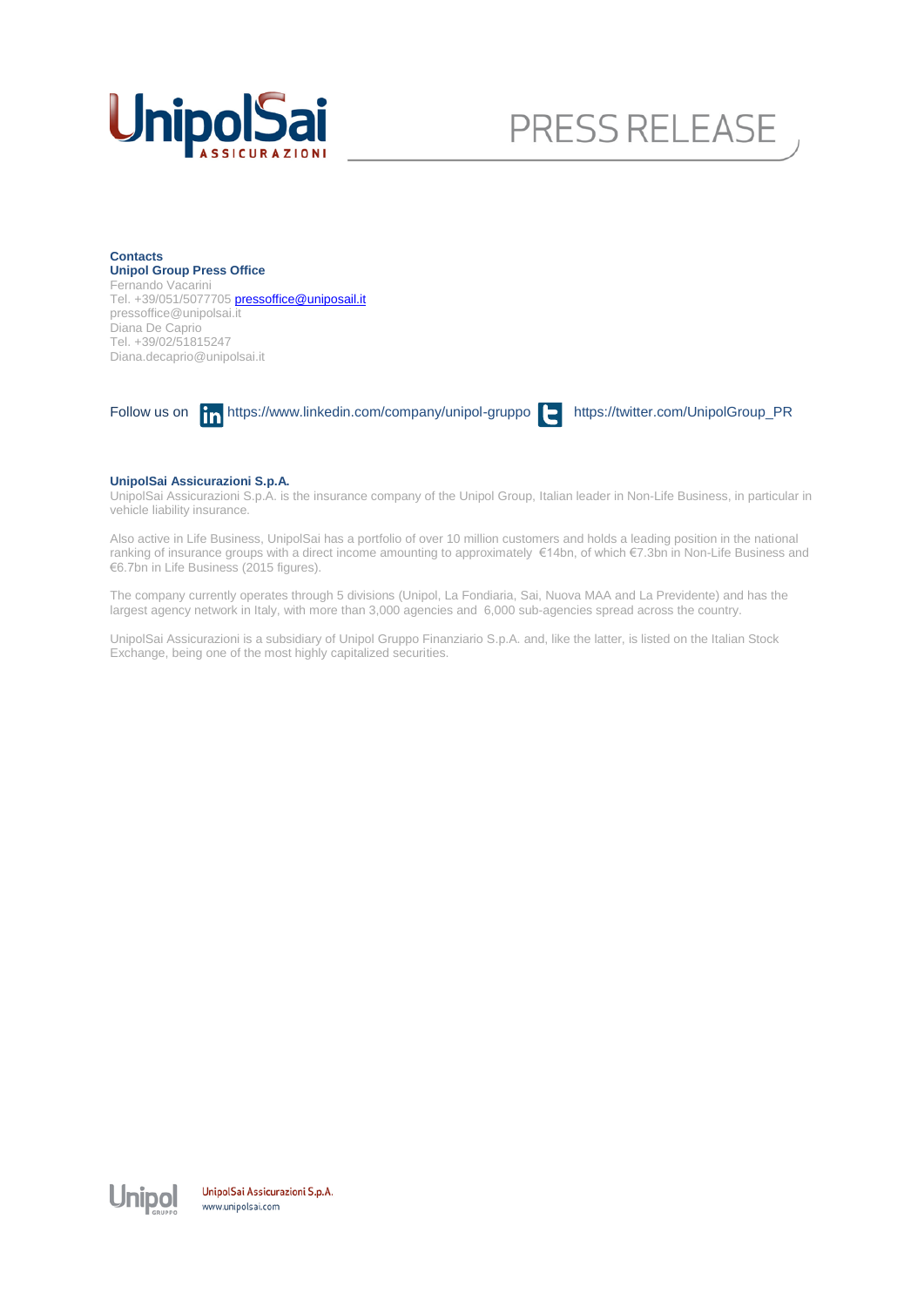**Contacts**
**Unipol Group Press Office**
Fernando Vacarini
Tel. +39/051/5077705 pressoffice@uniposail.it
pressoffice@unipolsai.it
Diana De Caprio
Tel. +39/02/51815247
Diana.decaprio@unipolsai.it

Follow us on https://www.linkedin.com/company/unipol-gruppo https://twitter.com/UnipolGroup_PR

**UnipolSai Assicurazioni S.p.A.**
UnipolSai Assicurazioni S.p.A. is the insurance company of the Unipol Group, Italian leader in Non-Life Business, in particular in vehicle liability insurance.

Also active in Life Business, UnipolSai has a portfolio of over 10 million customers and holds a leading position in the national ranking of insurance groups with a direct income amounting to approximately €14bn, of which €7.3bn in Non-Life Business and €6.7bn in Life Business (2015 figures).

The company currently operates through 5 divisions (Unipol, La Fondiaria, Sai, Nuova MAA and La Previdente) and has the largest agency network in Italy, with more than 3,000 agencies and 6,000 sub-agencies spread across the country.

UnipolSai Assicurazioni is a subsidiary of Unipol Gruppo Finanziario S.p.A. and, like the latter, is listed on the Italian Stock Exchange, being one of the most highly capitalized securities.